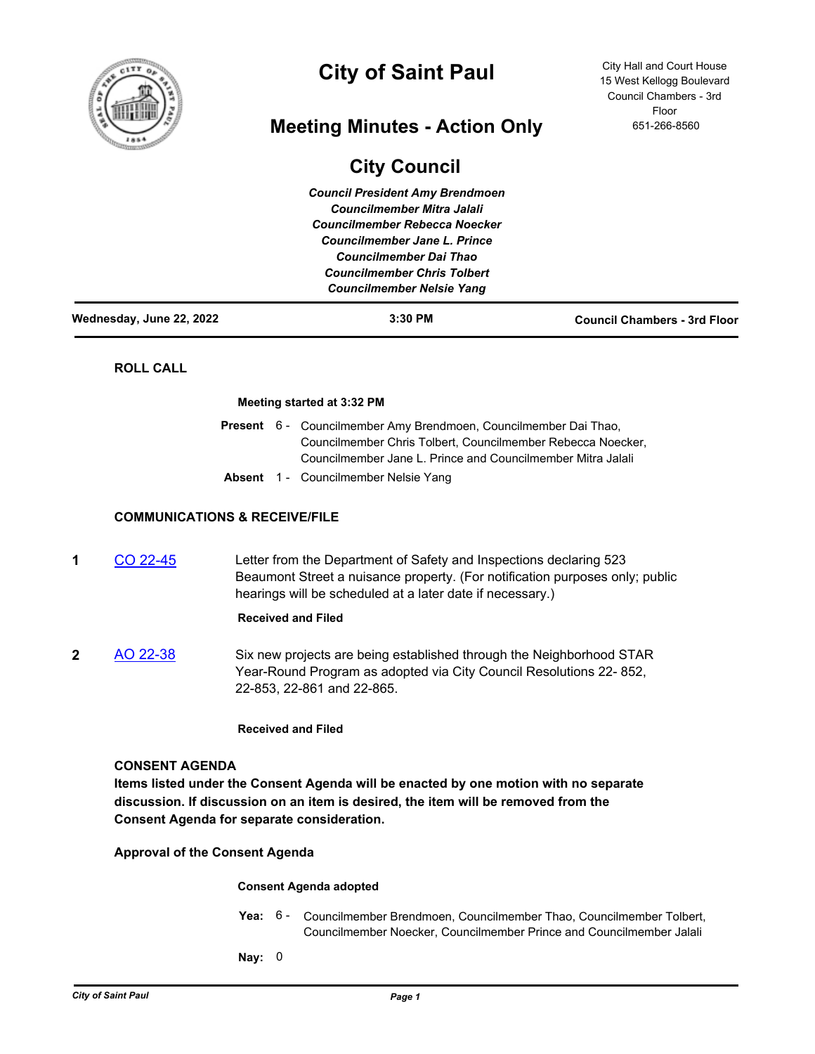# City of Saint Paul

City Hall and Court House
15 West Kellogg Boulevard
Council Chambers - 3rd Floor
651-266-8560

## Meeting Minutes - Action Only

## City Council

*Council President Amy Brendmoen*
*Councilmember Mitra Jalali*
*Councilmember Rebecca Noecker*
*Councilmember Jane L. Prince*
*Councilmember Dai Thao*
*Councilmember Chris Tolbert*
*Councilmember Nelsie Yang*

**Wednesday, June 22, 2022** | **3:30 PM** | **Council Chambers - 3rd Floor**

### ROLL CALL

**Meeting started at 3:32 PM**

**Present** 6 - Councilmember Amy Brendmoen, Councilmember Dai Thao, Councilmember Chris Tolbert, Councilmember Rebecca Noecker, Councilmember Jane L. Prince and Councilmember Mitra Jalali

**Absent** 1 - Councilmember Nelsie Yang

### COMMUNICATIONS & RECEIVE/FILE

**1** CO 22-45 — Letter from the Department of Safety and Inspections declaring 523 Beaumont Street a nuisance property. (For notification purposes only; public hearings will be scheduled at a later date if necessary.)

**Received and Filed**

**2** AO 22-38 — Six new projects are being established through the Neighborhood STAR Year-Round Program as adopted via City Council Resolutions 22- 852, 22-853, 22-861 and 22-865.

**Received and Filed**

### CONSENT AGENDA

**Items listed under the Consent Agenda will be enacted by one motion with no separate discussion. If discussion on an item is desired, the item will be removed from the Consent Agenda for separate consideration.**

**Approval of the Consent Agenda**

**Consent Agenda adopted**

**Yea:** 6 - Councilmember Brendmoen, Councilmember Thao, Councilmember Tolbert, Councilmember Noecker, Councilmember Prince and Councilmember Jalali

**Nay:** 0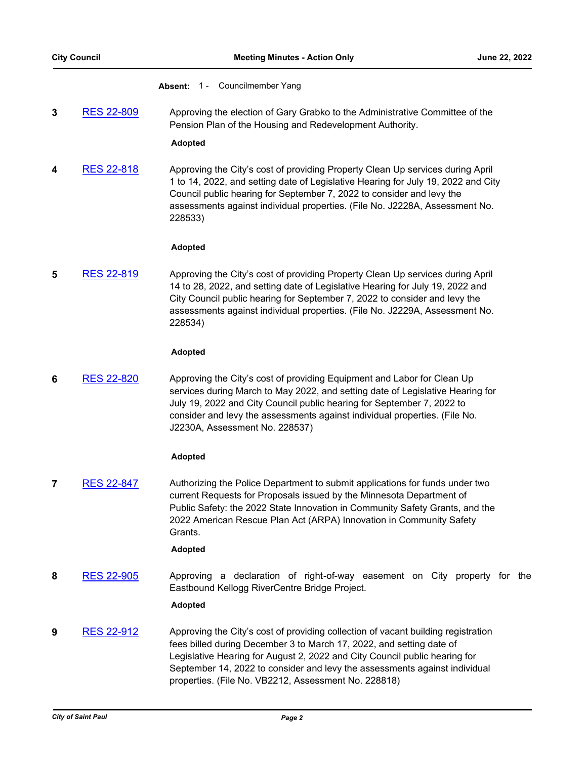**Absent:** 1 - Councilmember Yang

**3** RES 22-809 Approving the election of Gary Grabko to the Administrative Committee of the Pension Plan of the Housing and Redevelopment Authority.

**Adopted**

**4** RES 22-818 Approving the City's cost of providing Property Clean Up services during April 1 to 14, 2022, and setting date of Legislative Hearing for July 19, 2022 and City Council public hearing for September 7, 2022 to consider and levy the assessments against individual properties. (File No. J2228A, Assessment No. 228533)

**Adopted**

**5** RES 22-819 Approving the City's cost of providing Property Clean Up services during April 14 to 28, 2022, and setting date of Legislative Hearing for July 19, 2022 and City Council public hearing for September 7, 2022 to consider and levy the assessments against individual properties. (File No. J2229A, Assessment No. 228534)

**Adopted**

**6** RES 22-820 Approving the City's cost of providing Equipment and Labor for Clean Up services during March to May 2022, and setting date of Legislative Hearing for July 19, 2022 and City Council public hearing for September 7, 2022 to consider and levy the assessments against individual properties. (File No. J2230A, Assessment No. 228537)

**Adopted**

**7** RES 22-847 Authorizing the Police Department to submit applications for funds under two current Requests for Proposals issued by the Minnesota Department of Public Safety: the 2022 State Innovation in Community Safety Grants, and the 2022 American Rescue Plan Act (ARPA) Innovation in Community Safety Grants.

**Adopted**

**8** RES 22-905 Approving a declaration of right-of-way easement on City property for the Eastbound Kellogg RiverCentre Bridge Project.

**Adopted**

**9** RES 22-912 Approving the City's cost of providing collection of vacant building registration fees billed during December 3 to March 17, 2022, and setting date of Legislative Hearing for August 2, 2022 and City Council public hearing for September 14, 2022 to consider and levy the assessments against individual properties. (File No. VB2212, Assessment No. 228818)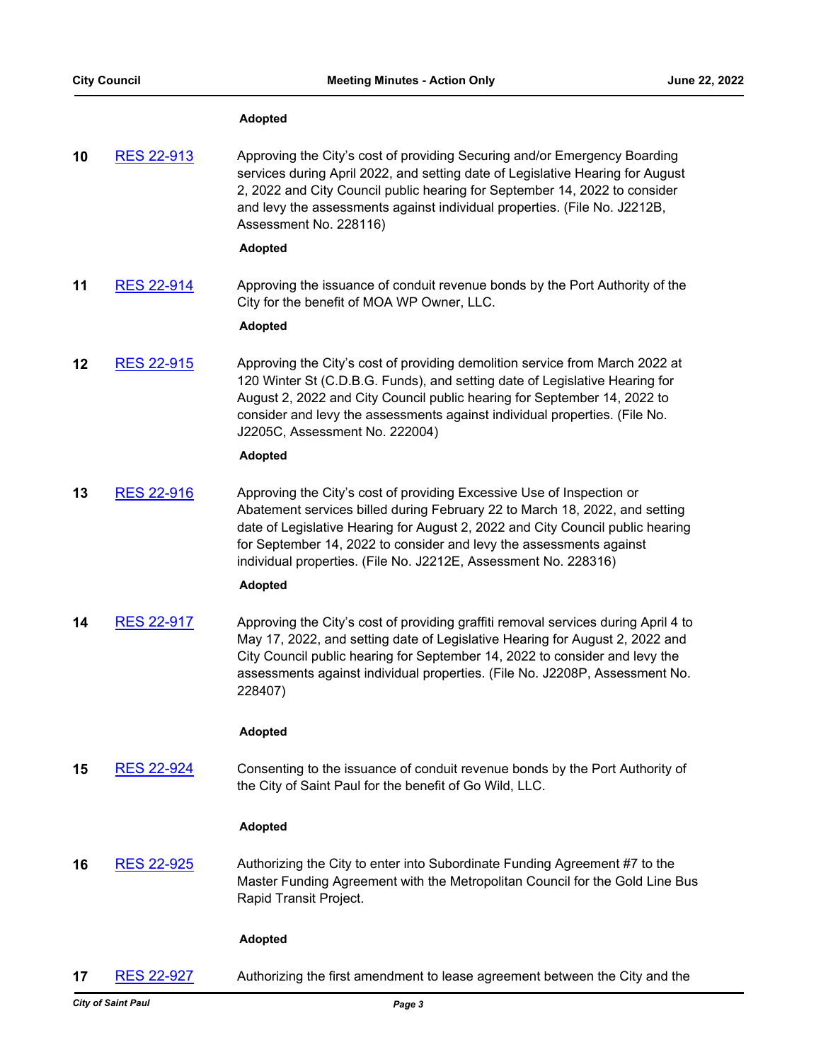**Adopted**

**10** RES 22-913 Approving the City's cost of providing Securing and/or Emergency Boarding services during April 2022, and setting date of Legislative Hearing for August 2, 2022 and City Council public hearing for September 14, 2022 to consider and levy the assessments against individual properties. (File No. J2212B, Assessment No. 228116)

**Adopted**

**11** RES 22-914 Approving the issuance of conduit revenue bonds by the Port Authority of the City for the benefit of MOA WP Owner, LLC.

**Adopted**

**12** RES 22-915 Approving the City's cost of providing demolition service from March 2022 at 120 Winter St (C.D.B.G. Funds), and setting date of Legislative Hearing for August 2, 2022 and City Council public hearing for September 14, 2022 to consider and levy the assessments against individual properties. (File No. J2205C, Assessment No. 222004)

**Adopted**

**13** RES 22-916 Approving the City's cost of providing Excessive Use of Inspection or Abatement services billed during February 22 to March 18, 2022, and setting date of Legislative Hearing for August 2, 2022 and City Council public hearing for September 14, 2022 to consider and levy the assessments against individual properties. (File No. J2212E, Assessment No. 228316)

**Adopted**

**14** RES 22-917 Approving the City's cost of providing graffiti removal services during April 4 to May 17, 2022, and setting date of Legislative Hearing for August 2, 2022 and City Council public hearing for September 14, 2022 to consider and levy the assessments against individual properties. (File No. J2208P, Assessment No. 228407)

**Adopted**

**15** RES 22-924 Consenting to the issuance of conduit revenue bonds by the Port Authority of the City of Saint Paul for the benefit of Go Wild, LLC.

**Adopted**

**16** RES 22-925 Authorizing the City to enter into Subordinate Funding Agreement #7 to the Master Funding Agreement with the Metropolitan Council for the Gold Line Bus Rapid Transit Project.

**Adopted**

**17** RES 22-927 Authorizing the first amendment to lease agreement between the City and the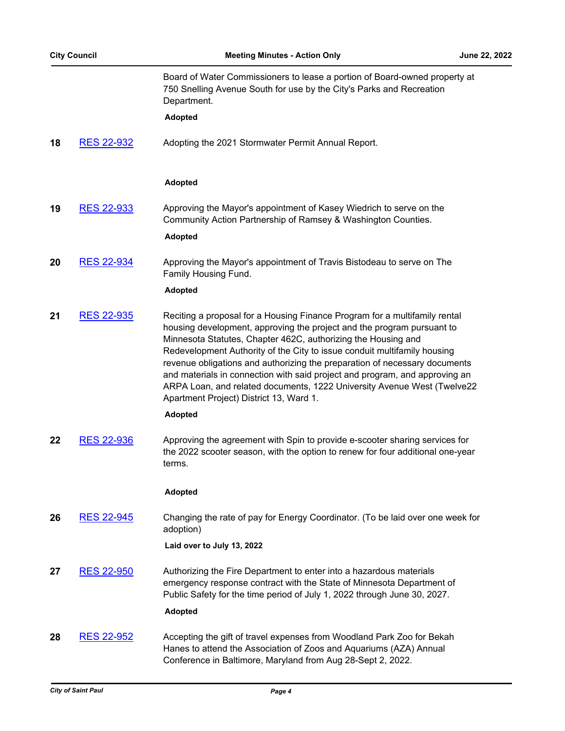Board of Water Commissioners to lease a portion of Board-owned property at 750 Snelling Avenue South for use by the City's Parks and Recreation Department.

**Adopted**

**18** RES 22-932 Adopting the 2021 Stormwater Permit Annual Report.

**Adopted**

**19** RES 22-933 Approving the Mayor's appointment of Kasey Wiedrich to serve on the Community Action Partnership of Ramsey & Washington Counties.

**Adopted**

**20** RES 22-934 Approving the Mayor's appointment of Travis Bistodeau to serve on The Family Housing Fund.

**Adopted**

**21** RES 22-935 Reciting a proposal for a Housing Finance Program for a multifamily rental housing development, approving the project and the program pursuant to Minnesota Statutes, Chapter 462C, authorizing the Housing and Redevelopment Authority of the City to issue conduit multifamily housing revenue obligations and authorizing the preparation of necessary documents and materials in connection with said project and program, and approving an ARPA Loan, and related documents, 1222 University Avenue West (Twelve22 Apartment Project) District 13, Ward 1.

**Adopted**

**22** RES 22-936 Approving the agreement with Spin to provide e-scooter sharing services for the 2022 scooter season, with the option to renew for four additional one-year terms.

**Adopted**

**26** RES 22-945 Changing the rate of pay for Energy Coordinator. (To be laid over one week for adoption)

**Laid over to July 13, 2022**

**27** RES 22-950 Authorizing the Fire Department to enter into a hazardous materials emergency response contract with the State of Minnesota Department of Public Safety for the time period of July 1, 2022 through June 30, 2027.

**Adopted**

**28** RES 22-952 Accepting the gift of travel expenses from Woodland Park Zoo for Bekah Hanes to attend the Association of Zoos and Aquariums (AZA) Annual Conference in Baltimore, Maryland from Aug 28-Sept 2, 2022.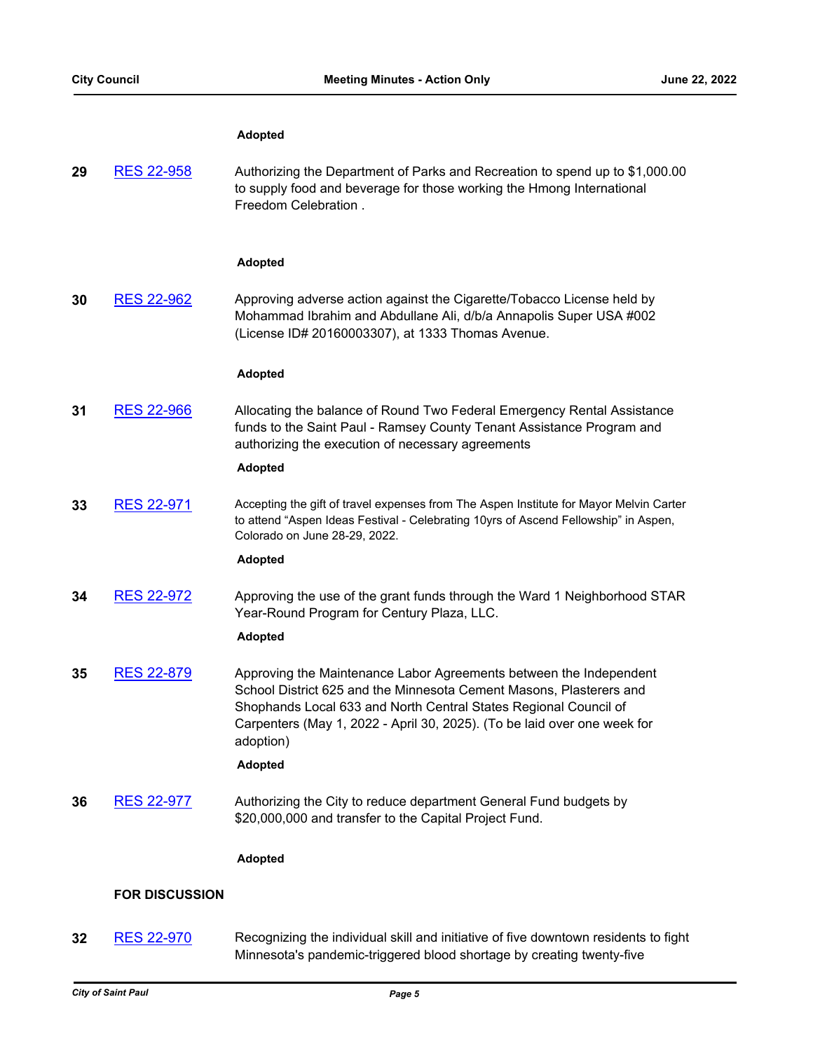**Adopted**

**29** RES 22-958 Authorizing the Department of Parks and Recreation to spend up to $1,000.00 to supply food and beverage for those working the Hmong International Freedom Celebration .

**Adopted**

**30** RES 22-962 Approving adverse action against the Cigarette/Tobacco License held by Mohammad Ibrahim and Abdullane Ali, d/b/a Annapolis Super USA #002 (License ID# 20160003307), at 1333 Thomas Avenue.

**Adopted**

**31** RES 22-966 Allocating the balance of Round Two Federal Emergency Rental Assistance funds to the Saint Paul - Ramsey County Tenant Assistance Program and authorizing the execution of necessary agreements

**Adopted**

**33** RES 22-971 Accepting the gift of travel expenses from The Aspen Institute for Mayor Melvin Carter to attend "Aspen Ideas Festival - Celebrating 10yrs of Ascend Fellowship" in Aspen, Colorado on June 28-29, 2022.

**Adopted**

**34** RES 22-972 Approving the use of the grant funds through the Ward 1 Neighborhood STAR Year-Round Program for Century Plaza, LLC.

**Adopted**

**35** RES 22-879 Approving the Maintenance Labor Agreements between the Independent School District 625 and the Minnesota Cement Masons, Plasterers and Shophands Local 633 and North Central States Regional Council of Carpenters (May 1, 2022 - April 30, 2025). (To be laid over one week for adoption)

**Adopted**

**36** RES 22-977 Authorizing the City to reduce department General Fund budgets by $20,000,000 and transfer to the Capital Project Fund.

**Adopted**

**FOR DISCUSSION**

**32** RES 22-970 Recognizing the individual skill and initiative of five downtown residents to fight Minnesota's pandemic-triggered blood shortage by creating twenty-five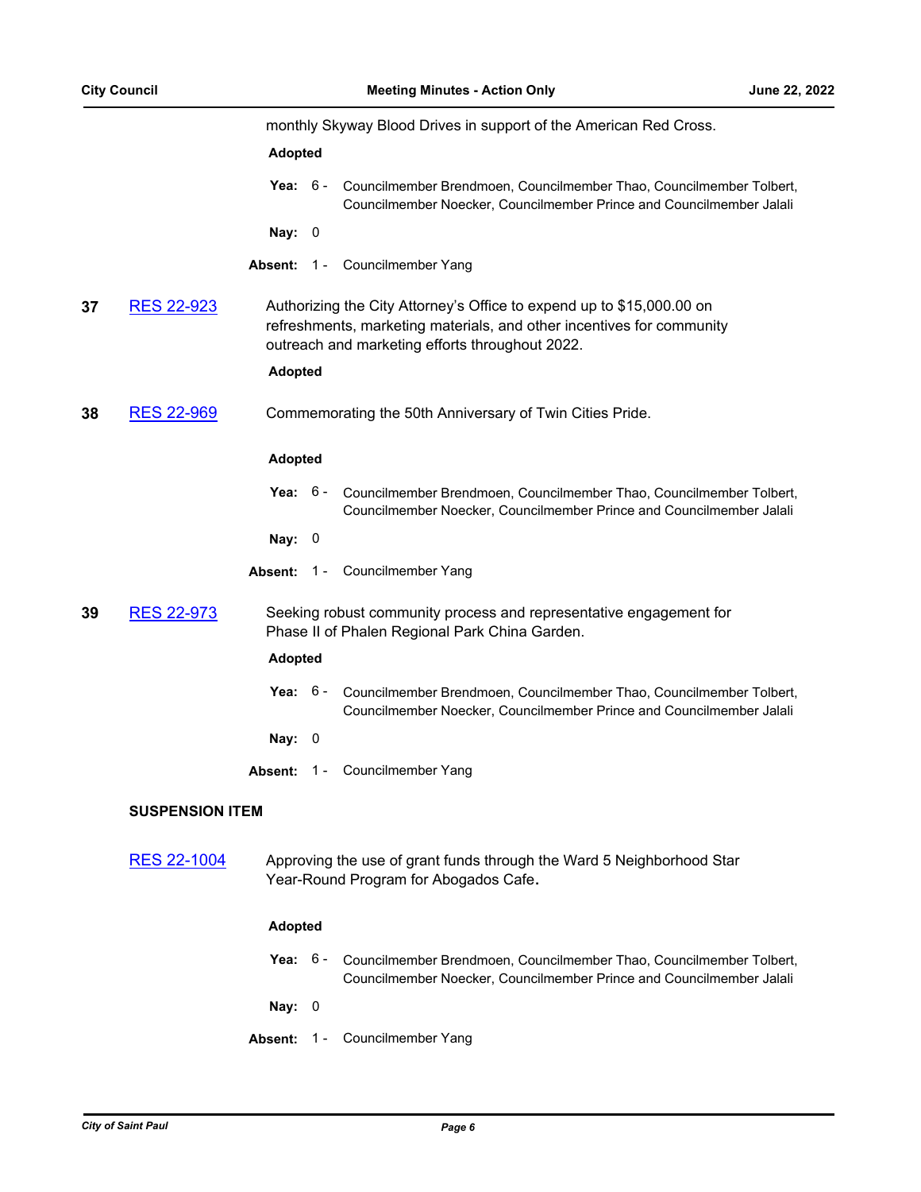monthly Skyway Blood Drives in support of the American Red Cross.

**Adopted**

**Yea:** 6 - Councilmember Brendmoen, Councilmember Thao, Councilmember Tolbert, Councilmember Noecker, Councilmember Prince and Councilmember Jalali

**Nay:** 0

**Absent:** 1 - Councilmember Yang

**37** RES 22-923 Authorizing the City Attorney's Office to expend up to $15,000.00 on refreshments, marketing materials, and other incentives for community outreach and marketing efforts throughout 2022.

**Adopted**

**38** RES 22-969 Commemorating the 50th Anniversary of Twin Cities Pride.

**Adopted**

**Yea:** 6 - Councilmember Brendmoen, Councilmember Thao, Councilmember Tolbert, Councilmember Noecker, Councilmember Prince and Councilmember Jalali

**Nay:** 0

**Absent:** 1 - Councilmember Yang

**39** RES 22-973 Seeking robust community process and representative engagement for Phase II of Phalen Regional Park China Garden.

**Adopted**

**Yea:** 6 - Councilmember Brendmoen, Councilmember Thao, Councilmember Tolbert, Councilmember Noecker, Councilmember Prince and Councilmember Jalali

**Nay:** 0

**Absent:** 1 - Councilmember Yang

**SUSPENSION ITEM**

RES 22-1004 Approving the use of grant funds through the Ward 5 Neighborhood Star Year-Round Program for Abogados Cafe.

**Adopted**

**Yea:** 6 - Councilmember Brendmoen, Councilmember Thao, Councilmember Tolbert, Councilmember Noecker, Councilmember Prince and Councilmember Jalali

**Nay:** 0

**Absent:** 1 - Councilmember Yang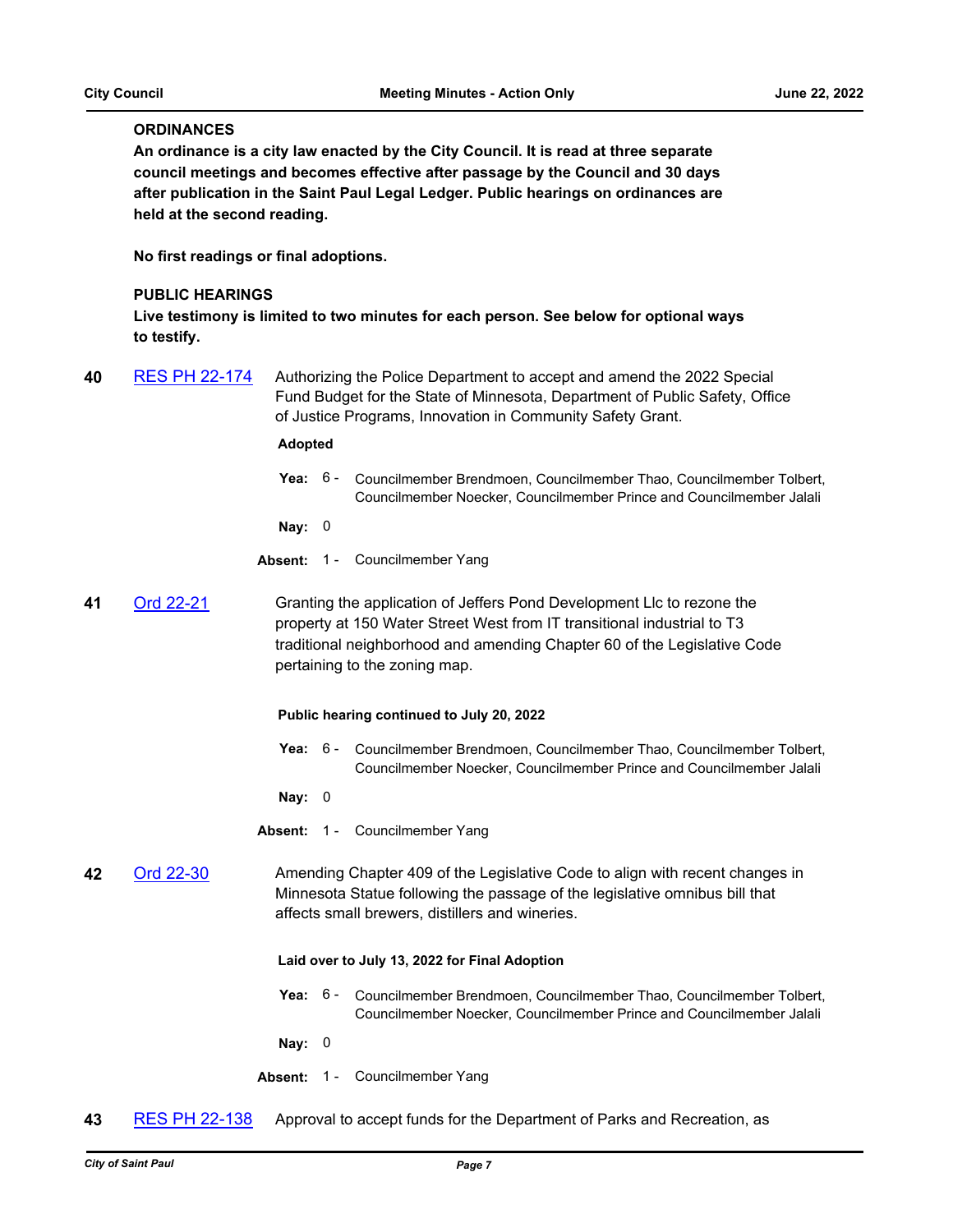**ORDINANCES**

**An ordinance is a city law enacted by the City Council. It is read at three separate council meetings and becomes effective after passage by the Council and 30 days after publication in the Saint Paul Legal Ledger. Public hearings on ordinances are held at the second reading.**

**No first readings or final adoptions.**

**PUBLIC HEARINGS**

**Live testimony is limited to two minutes for each person. See below for optional ways to testify.**

**40** RES PH 22-174 — Authorizing the Police Department to accept and amend the 2022 Special Fund Budget for the State of Minnesota, Department of Public Safety, Office of Justice Programs, Innovation in Community Safety Grant.

**Adopted**

**Yea:** 6 - Councilmember Brendmoen, Councilmember Thao, Councilmember Tolbert, Councilmember Noecker, Councilmember Prince and Councilmember Jalali

**Nay:** 0

**Absent:** 1 - Councilmember Yang

**41** Ord 22-21 — Granting the application of Jeffers Pond Development Llc to rezone the property at 150 Water Street West from IT transitional industrial to T3 traditional neighborhood and amending Chapter 60 of the Legislative Code pertaining to the zoning map.

**Public hearing continued to July 20, 2022**

**Yea:** 6 - Councilmember Brendmoen, Councilmember Thao, Councilmember Tolbert, Councilmember Noecker, Councilmember Prince and Councilmember Jalali

**Nay:** 0

**Absent:** 1 - Councilmember Yang

**42** Ord 22-30 — Amending Chapter 409 of the Legislative Code to align with recent changes in Minnesota Statue following the passage of the legislative omnibus bill that affects small brewers, distillers and wineries.

**Laid over to July 13, 2022 for Final Adoption**

**Yea:** 6 - Councilmember Brendmoen, Councilmember Thao, Councilmember Tolbert, Councilmember Noecker, Councilmember Prince and Councilmember Jalali

**Nay:** 0

**Absent:** 1 - Councilmember Yang

**43** RES PH 22-138 — Approval to accept funds for the Department of Parks and Recreation, as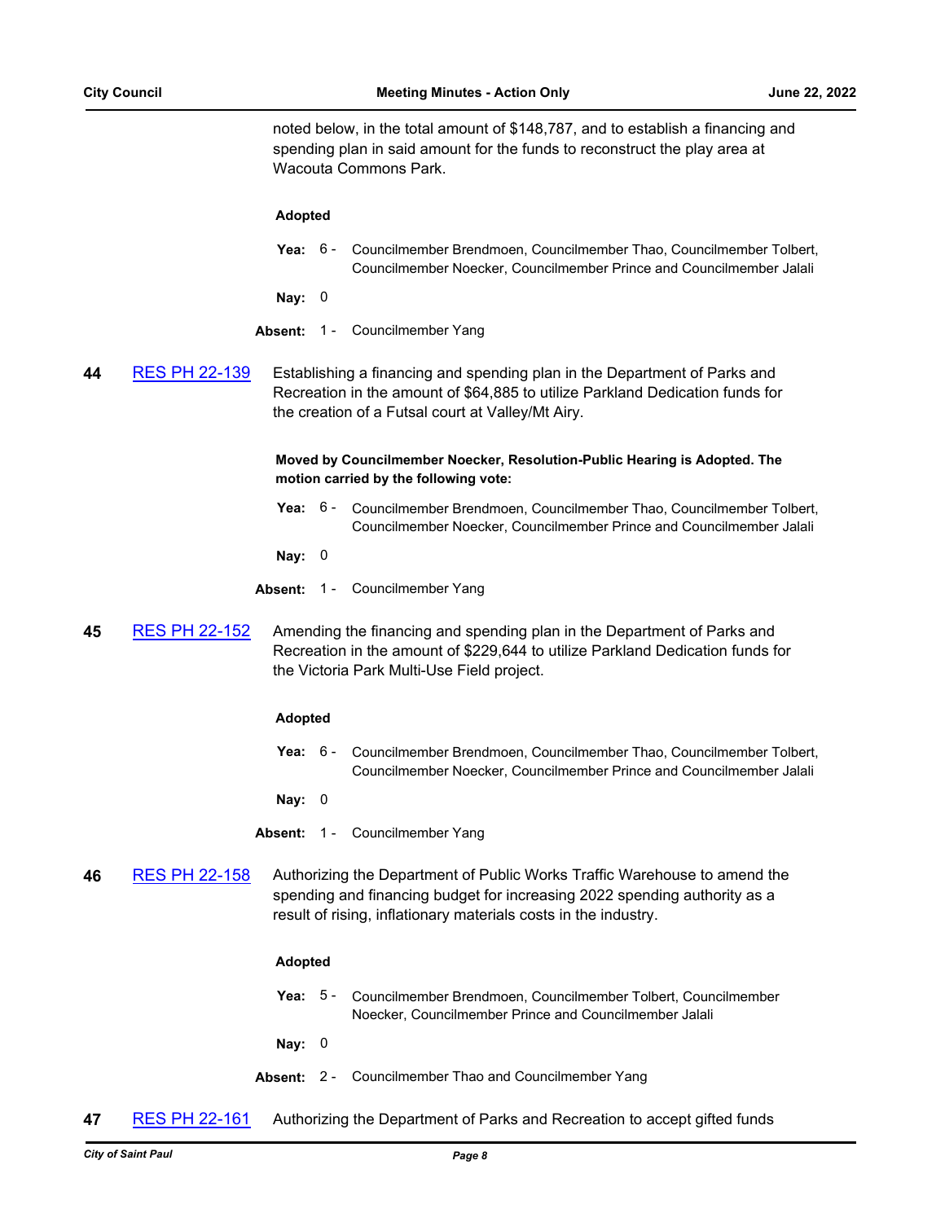noted below, in the total amount of $148,787, and to establish a financing and spending plan in said amount for the funds to reconstruct the play area at Wacouta Commons Park.

**Adopted**

**Yea:** 6 - Councilmember Brendmoen, Councilmember Thao, Councilmember Tolbert, Councilmember Noecker, Councilmember Prince and Councilmember Jalali

**Nay:** 0

**Absent:** 1 - Councilmember Yang

**44** [RES PH 22-139](RES PH 22-139) Establishing a financing and spending plan in the Department of Parks and Recreation in the amount of $64,885 to utilize Parkland Dedication funds for the creation of a Futsal court at Valley/Mt Airy.

**Moved by Councilmember Noecker, Resolution-Public Hearing is Adopted. The motion carried by the following vote:**

**Yea:** 6 - Councilmember Brendmoen, Councilmember Thao, Councilmember Tolbert, Councilmember Noecker, Councilmember Prince and Councilmember Jalali

**Nay:** 0

**Absent:** 1 - Councilmember Yang

**45** [RES PH 22-152](RES PH 22-152) Amending the financing and spending plan in the Department of Parks and Recreation in the amount of $229,644 to utilize Parkland Dedication funds for the Victoria Park Multi-Use Field project.

**Adopted**

**Yea:** 6 - Councilmember Brendmoen, Councilmember Thao, Councilmember Tolbert, Councilmember Noecker, Councilmember Prince and Councilmember Jalali

**Nay:** 0

**Absent:** 1 - Councilmember Yang

**46** [RES PH 22-158](RES PH 22-158) Authorizing the Department of Public Works Traffic Warehouse to amend the spending and financing budget for increasing 2022 spending authority as a result of rising, inflationary materials costs in the industry.

**Adopted**

**Yea:** 5 - Councilmember Brendmoen, Councilmember Tolbert, Councilmember Noecker, Councilmember Prince and Councilmember Jalali

**Nay:** 0

**Absent:** 2 - Councilmember Thao and Councilmember Yang

**47** [RES PH 22-161](RES PH 22-161) Authorizing the Department of Parks and Recreation to accept gifted funds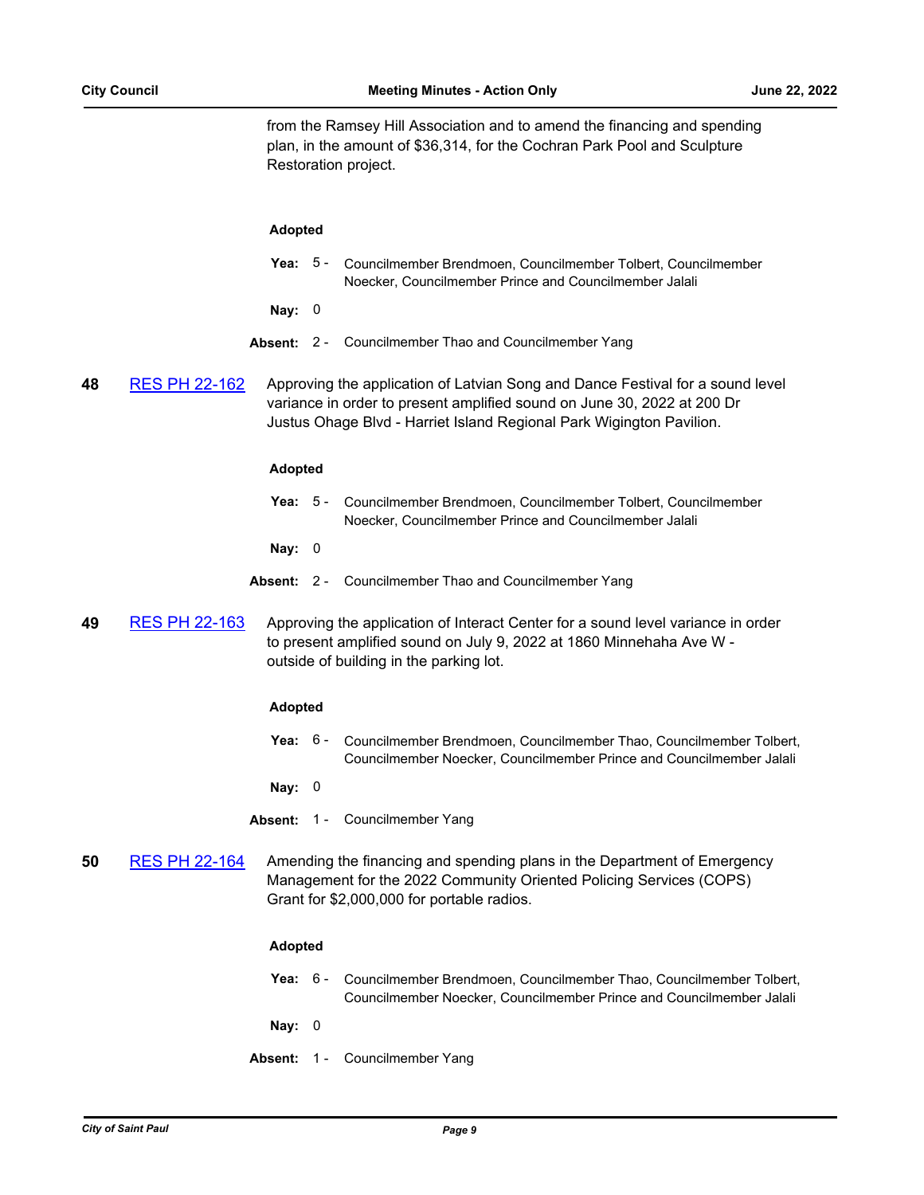from the Ramsey Hill Association and to amend the financing and spending plan, in the amount of $36,314, for the Cochran Park Pool and Sculpture Restoration project.

**Adopted**

**Yea:** 5 - Councilmember Brendmoen, Councilmember Tolbert, Councilmember Noecker, Councilmember Prince and Councilmember Jalali

**Nay:** 0

**Absent:** 2 - Councilmember Thao and Councilmember Yang

**48** RES PH 22-162 Approving the application of Latvian Song and Dance Festival for a sound level variance in order to present amplified sound on June 30, 2022 at 200 Dr Justus Ohage Blvd - Harriet Island Regional Park Wigington Pavilion.

**Adopted**

**Yea:** 5 - Councilmember Brendmoen, Councilmember Tolbert, Councilmember Noecker, Councilmember Prince and Councilmember Jalali

**Nay:** 0

**Absent:** 2 - Councilmember Thao and Councilmember Yang

**49** RES PH 22-163 Approving the application of Interact Center for a sound level variance in order to present amplified sound on July 9, 2022 at 1860 Minnehaha Ave W - outside of building in the parking lot.

**Adopted**

**Yea:** 6 - Councilmember Brendmoen, Councilmember Thao, Councilmember Tolbert, Councilmember Noecker, Councilmember Prince and Councilmember Jalali

**Nay:** 0

**Absent:** 1 - Councilmember Yang

**50** RES PH 22-164 Amending the financing and spending plans in the Department of Emergency Management for the 2022 Community Oriented Policing Services (COPS) Grant for $2,000,000 for portable radios.

**Adopted**

**Yea:** 6 - Councilmember Brendmoen, Councilmember Thao, Councilmember Tolbert, Councilmember Noecker, Councilmember Prince and Councilmember Jalali

**Nay:** 0

**Absent:** 1 - Councilmember Yang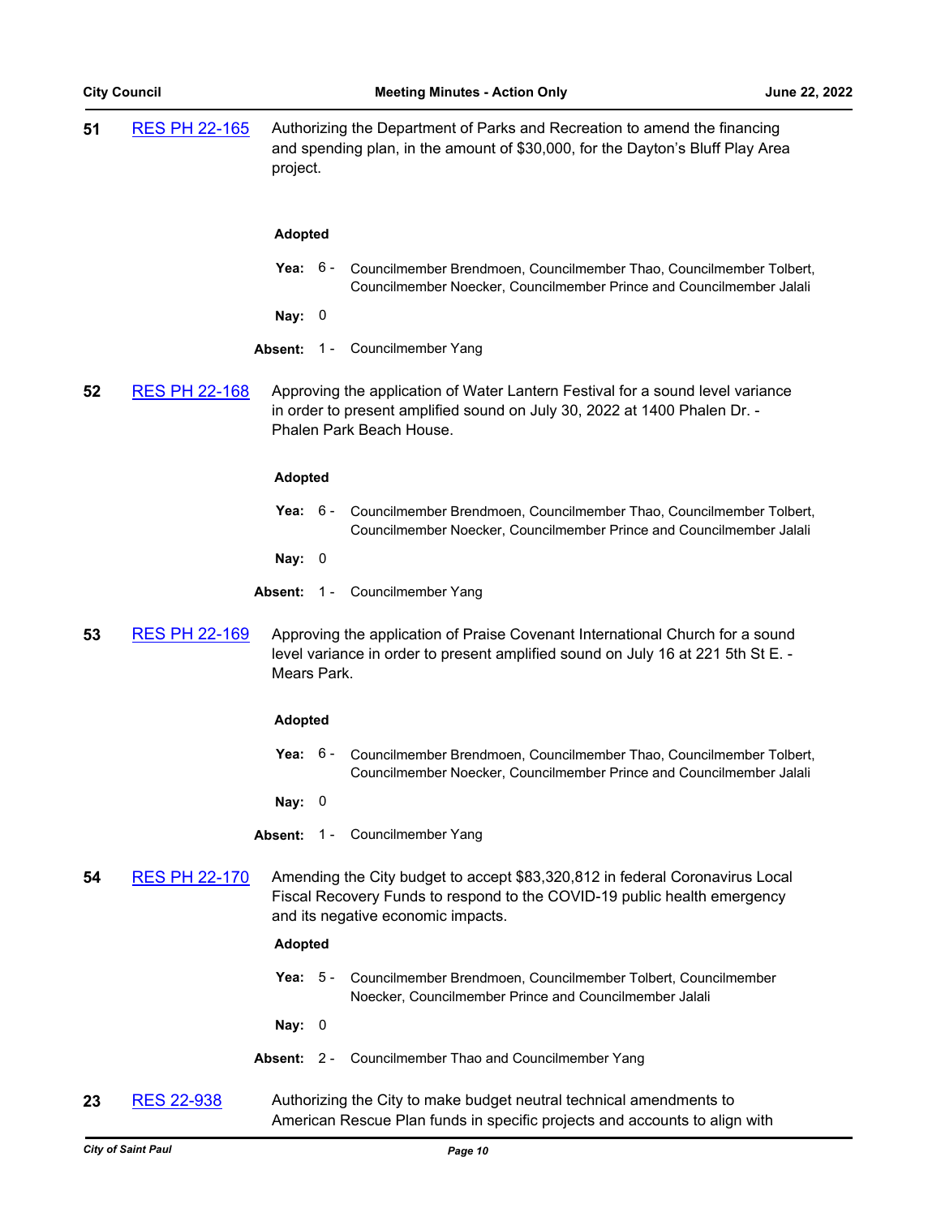**51** RES PH 22-165 Authorizing the Department of Parks and Recreation to amend the financing and spending plan, in the amount of $30,000, for the Dayton's Bluff Play Area project.

**Adopted**

**Yea:** 6 - Councilmember Brendmoen, Councilmember Thao, Councilmember Tolbert, Councilmember Noecker, Councilmember Prince and Councilmember Jalali

**Nay:** 0

**Absent:** 1 - Councilmember Yang

**52** RES PH 22-168 Approving the application of Water Lantern Festival for a sound level variance in order to present amplified sound on July 30, 2022 at 1400 Phalen Dr. - Phalen Park Beach House.

**Adopted**

**Yea:** 6 - Councilmember Brendmoen, Councilmember Thao, Councilmember Tolbert, Councilmember Noecker, Councilmember Prince and Councilmember Jalali

**Nay:** 0

**Absent:** 1 - Councilmember Yang

**53** RES PH 22-169 Approving the application of Praise Covenant International Church for a sound level variance in order to present amplified sound on July 16 at 221 5th St E. - Mears Park.

**Adopted**

**Yea:** 6 - Councilmember Brendmoen, Councilmember Thao, Councilmember Tolbert, Councilmember Noecker, Councilmember Prince and Councilmember Jalali

**Nay:** 0

**Absent:** 1 - Councilmember Yang

**54** RES PH 22-170 Amending the City budget to accept $83,320,812 in federal Coronavirus Local Fiscal Recovery Funds to respond to the COVID-19 public health emergency and its negative economic impacts.

**Adopted**

**Yea:** 5 - Councilmember Brendmoen, Councilmember Tolbert, Councilmember Noecker, Councilmember Prince and Councilmember Jalali

**Nay:** 0

**Absent:** 2 - Councilmember Thao and Councilmember Yang

**23** RES 22-938 Authorizing the City to make budget neutral technical amendments to American Rescue Plan funds in specific projects and accounts to align with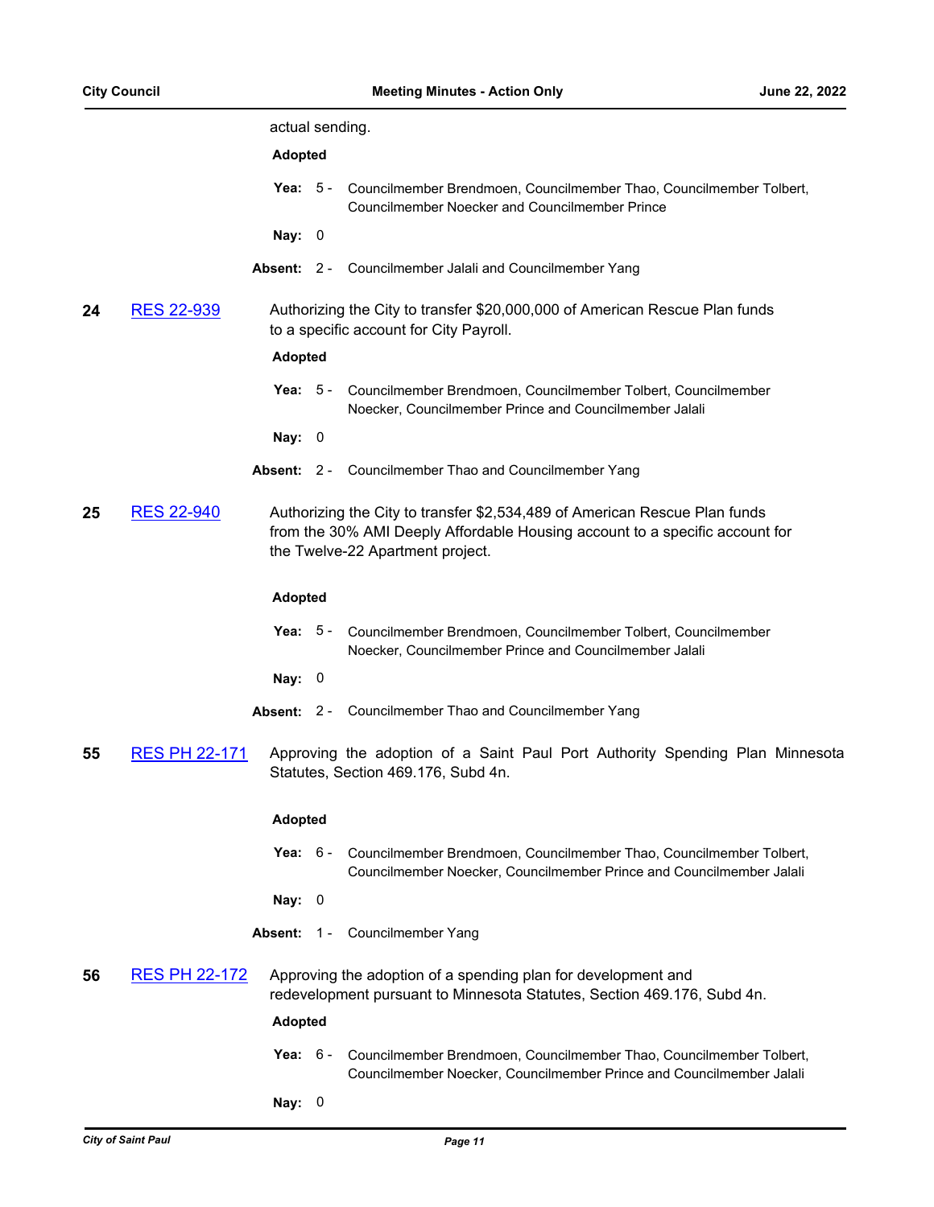actual sending.

**Adopted**

**Yea:** 5 - Councilmember Brendmoen, Councilmember Thao, Councilmember Tolbert, Councilmember Noecker and Councilmember Prince

**Nay:** 0

**Absent:** 2 - Councilmember Jalali and Councilmember Yang

**24** [RES 22-939] Authorizing the City to transfer $20,000,000 of American Rescue Plan funds to a specific account for City Payroll.

**Adopted**

**Yea:** 5 - Councilmember Brendmoen, Councilmember Tolbert, Councilmember Noecker, Councilmember Prince and Councilmember Jalali

**Nay:** 0

**Absent:** 2 - Councilmember Thao and Councilmember Yang

**25** [RES 22-940] Authorizing the City to transfer $2,534,489 of American Rescue Plan funds from the 30% AMI Deeply Affordable Housing account to a specific account for the Twelve-22 Apartment project.

**Adopted**

**Yea:** 5 - Councilmember Brendmoen, Councilmember Tolbert, Councilmember Noecker, Councilmember Prince and Councilmember Jalali

**Nay:** 0

**Absent:** 2 - Councilmember Thao and Councilmember Yang

**55** [RES PH 22-171] Approving the adoption of a Saint Paul Port Authority Spending Plan Minnesota Statutes, Section 469.176, Subd 4n.

**Adopted**

**Yea:** 6 - Councilmember Brendmoen, Councilmember Thao, Councilmember Tolbert, Councilmember Noecker, Councilmember Prince and Councilmember Jalali

**Nay:** 0

**Absent:** 1 - Councilmember Yang

**56** [RES PH 22-172] Approving the adoption of a spending plan for development and redevelopment pursuant to Minnesota Statutes, Section 469.176, Subd 4n.

**Adopted**

**Yea:** 6 - Councilmember Brendmoen, Councilmember Thao, Councilmember Tolbert, Councilmember Noecker, Councilmember Prince and Councilmember Jalali

**Nay:** 0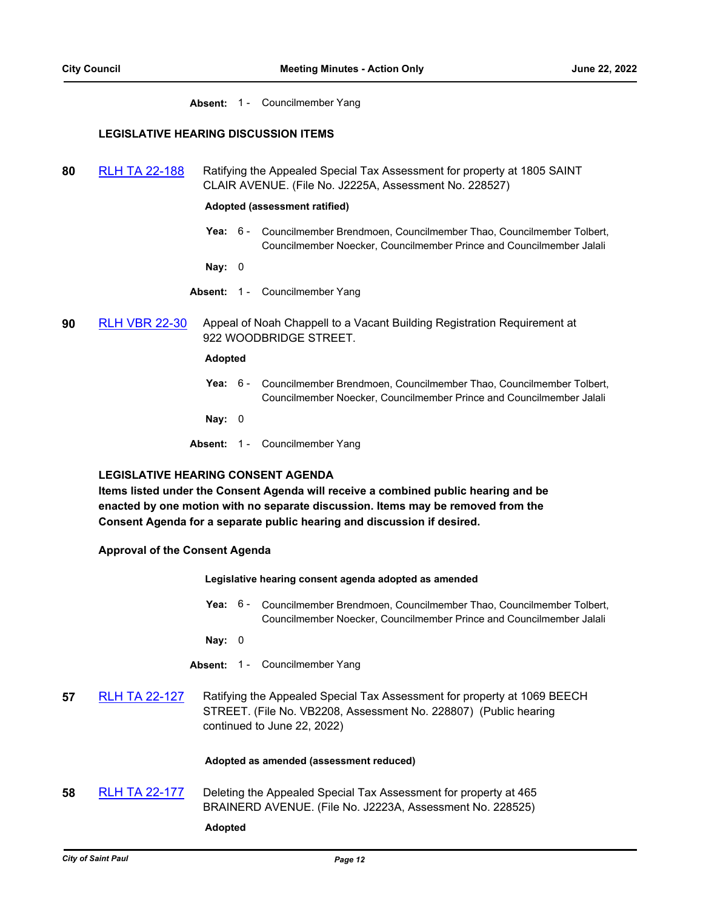**Absent:** 1 - Councilmember Yang

## LEGISLATIVE HEARING DISCUSSION ITEMS

**80** [RLH TA 22-188] Ratifying the Appealed Special Tax Assessment for property at 1805 SAINT CLAIR AVENUE. (File No. J2225A, Assessment No. 228527)

**Adopted (assessment ratified)**

**Yea:** 6 - Councilmember Brendmoen, Councilmember Thao, Councilmember Tolbert, Councilmember Noecker, Councilmember Prince and Councilmember Jalali

**Nay:** 0

**Absent:** 1 - Councilmember Yang

**90** [RLH VBR 22-30] Appeal of Noah Chappell to a Vacant Building Registration Requirement at 922 WOODBRIDGE STREET.

**Adopted**

**Yea:** 6 - Councilmember Brendmoen, Councilmember Thao, Councilmember Tolbert, Councilmember Noecker, Councilmember Prince and Councilmember Jalali

**Nay:** 0

**Absent:** 1 - Councilmember Yang

## LEGISLATIVE HEARING CONSENT AGENDA

**Items listed under the Consent Agenda will receive a combined public hearing and be enacted by one motion with no separate discussion. Items may be removed from the Consent Agenda for a separate public hearing and discussion if desired.**

**Approval of the Consent Agenda**

**Legislative hearing consent agenda adopted as amended**

**Yea:** 6 - Councilmember Brendmoen, Councilmember Thao, Councilmember Tolbert, Councilmember Noecker, Councilmember Prince and Councilmember Jalali

**Nay:** 0

**Absent:** 1 - Councilmember Yang

**57** [RLH TA 22-127] Ratifying the Appealed Special Tax Assessment for property at 1069 BEECH STREET. (File No. VB2208, Assessment No. 228807) (Public hearing continued to June 22, 2022)

**Adopted as amended (assessment reduced)**

**58** [RLH TA 22-177] Deleting the Appealed Special Tax Assessment for property at 465 BRAINERD AVENUE. (File No. J2223A, Assessment No. 228525)

**Adopted**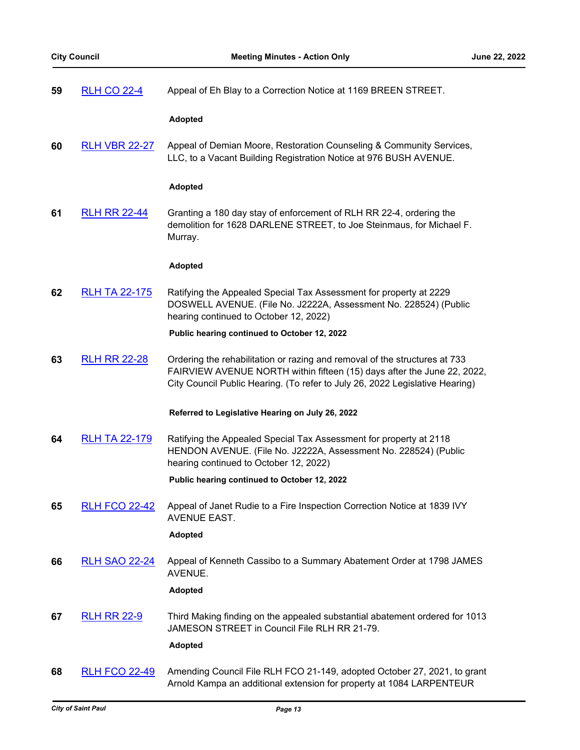**59** RLH CO 22-4 Appeal of Eh Blay to a Correction Notice at 1169 BREEN STREET.

**Adopted**

**60** RLH VBR 22-27 Appeal of Demian Moore, Restoration Counseling & Community Services, LLC, to a Vacant Building Registration Notice at 976 BUSH AVENUE.

**Adopted**

**61** RLH RR 22-44 Granting a 180 day stay of enforcement of RLH RR 22-4, ordering the demolition for 1628 DARLENE STREET, to Joe Steinmaus, for Michael F. Murray.

**Adopted**

**62** RLH TA 22-175 Ratifying the Appealed Special Tax Assessment for property at 2229 DOSWELL AVENUE. (File No. J2222A, Assessment No. 228524) (Public hearing continued to October 12, 2022)

**Public hearing continued to October 12, 2022**

**63** RLH RR 22-28 Ordering the rehabilitation or razing and removal of the structures at 733 FAIRVIEW AVENUE NORTH within fifteen (15) days after the June 22, 2022, City Council Public Hearing. (To refer to July 26, 2022 Legislative Hearing)

**Referred to Legislative Hearing on July 26, 2022**

**64** RLH TA 22-179 Ratifying the Appealed Special Tax Assessment for property at 2118 HENDON AVENUE. (File No. J2222A, Assessment No. 228524) (Public hearing continued to October 12, 2022)

**Public hearing continued to October 12, 2022**

**65** RLH FCO 22-42 Appeal of Janet Rudie to a Fire Inspection Correction Notice at 1839 IVY AVENUE EAST.

**Adopted**

**66** RLH SAO 22-24 Appeal of Kenneth Cassibo to a Summary Abatement Order at 1798 JAMES AVENUE.

**Adopted**

**67** RLH RR 22-9 Third Making finding on the appealed substantial abatement ordered for 1013 JAMESON STREET in Council File RLH RR 21-79.

**Adopted**

**68** RLH FCO 22-49 Amending Council File RLH FCO 21-149, adopted October 27, 2021, to grant Arnold Kampa an additional extension for property at 1084 LARPENTEUR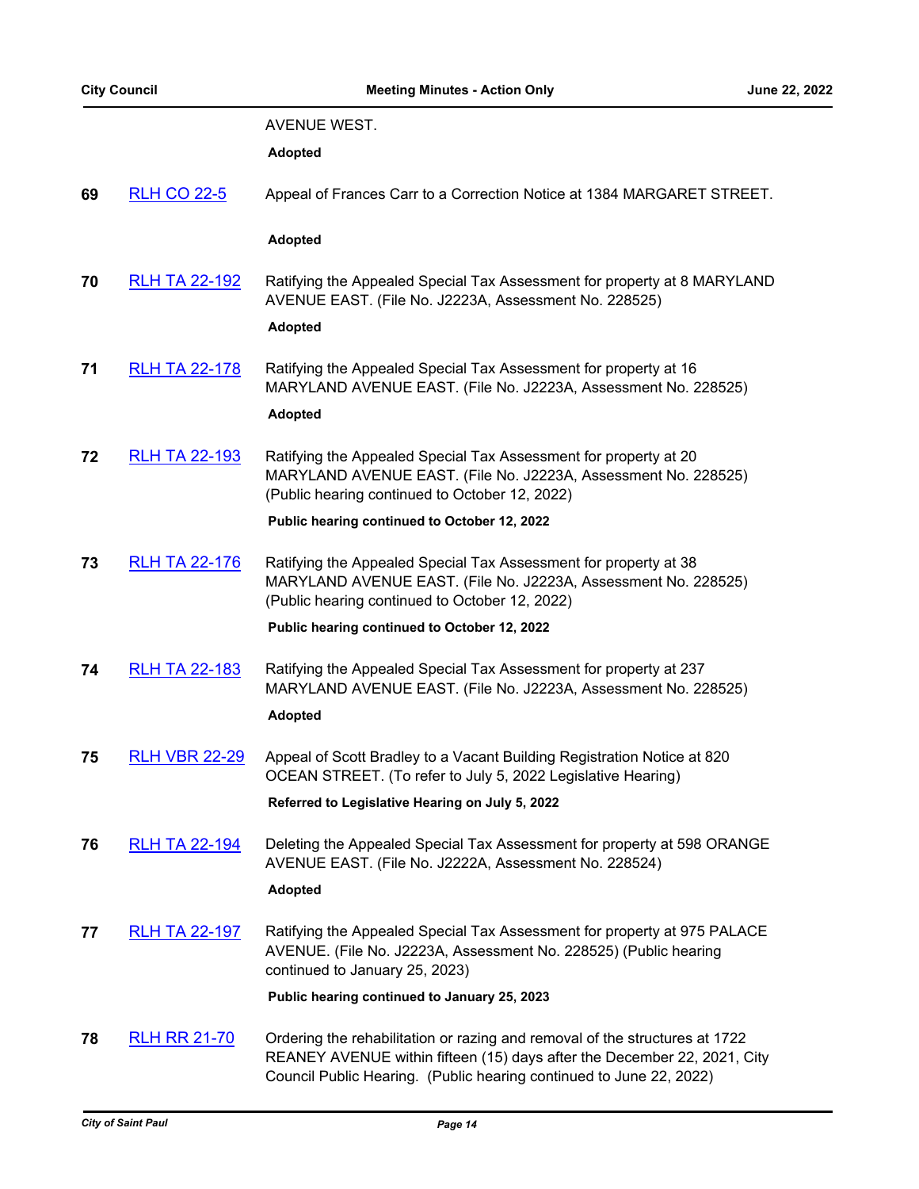AVENUE WEST.

**Adopted**

**69** [RLH CO 22-5] Appeal of Frances Carr to a Correction Notice at 1384 MARGARET STREET.

**Adopted**

**70** [RLH TA 22-192] Ratifying the Appealed Special Tax Assessment for property at 8 MARYLAND AVENUE EAST. (File No. J2223A, Assessment No. 228525)

**Adopted**

**71** [RLH TA 22-178] Ratifying the Appealed Special Tax Assessment for property at 16 MARYLAND AVENUE EAST. (File No. J2223A, Assessment No. 228525)

**Adopted**

**72** [RLH TA 22-193] Ratifying the Appealed Special Tax Assessment for property at 20 MARYLAND AVENUE EAST. (File No. J2223A, Assessment No. 228525) (Public hearing continued to October 12, 2022)

**Public hearing continued to October 12, 2022**

**73** [RLH TA 22-176] Ratifying the Appealed Special Tax Assessment for property at 38 MARYLAND AVENUE EAST. (File No. J2223A, Assessment No. 228525) (Public hearing continued to October 12, 2022)

**Public hearing continued to October 12, 2022**

**74** [RLH TA 22-183] Ratifying the Appealed Special Tax Assessment for property at 237 MARYLAND AVENUE EAST. (File No. J2223A, Assessment No. 228525)

**Adopted**

**75** [RLH VBR 22-29] Appeal of Scott Bradley to a Vacant Building Registration Notice at 820 OCEAN STREET. (To refer to July 5, 2022 Legislative Hearing)

**Referred to Legislative Hearing on July 5, 2022**

**76** [RLH TA 22-194] Deleting the Appealed Special Tax Assessment for property at 598 ORANGE AVENUE EAST. (File No. J2222A, Assessment No. 228524)

**Adopted**

**77** [RLH TA 22-197] Ratifying the Appealed Special Tax Assessment for property at 975 PALACE AVENUE. (File No. J2223A, Assessment No. 228525) (Public hearing continued to January 25, 2023)

**Public hearing continued to January 25, 2023**

**78** [RLH RR 21-70] Ordering the rehabilitation or razing and removal of the structures at 1722 REANEY AVENUE within fifteen (15) days after the December 22, 2021, City Council Public Hearing. (Public hearing continued to June 22, 2022)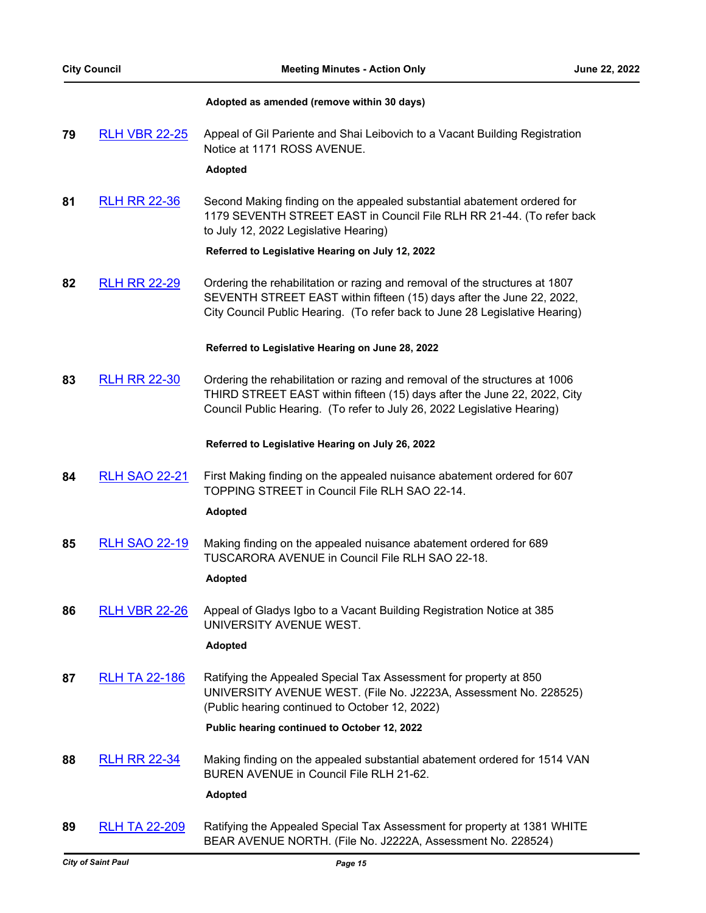**Adopted as amended (remove within 30 days)**

**79** RLH VBR 22-25 Appeal of Gil Pariente and Shai Leibovich to a Vacant Building Registration Notice at 1171 ROSS AVENUE.

**Adopted**

**81** RLH RR 22-36 Second Making finding on the appealed substantial abatement ordered for 1179 SEVENTH STREET EAST in Council File RLH RR 21-44. (To refer back to July 12, 2022 Legislative Hearing)

**Referred to Legislative Hearing on July 12, 2022**

**82** RLH RR 22-29 Ordering the rehabilitation or razing and removal of the structures at 1807 SEVENTH STREET EAST within fifteen (15) days after the June 22, 2022, City Council Public Hearing. (To refer back to June 28 Legislative Hearing)

**Referred to Legislative Hearing on June 28, 2022**

**83** RLH RR 22-30 Ordering the rehabilitation or razing and removal of the structures at 1006 THIRD STREET EAST within fifteen (15) days after the June 22, 2022, City Council Public Hearing. (To refer to July 26, 2022 Legislative Hearing)

**Referred to Legislative Hearing on July 26, 2022**

**84** RLH SAO 22-21 First Making finding on the appealed nuisance abatement ordered for 607 TOPPING STREET in Council File RLH SAO 22-14.

**Adopted**

**85** RLH SAO 22-19 Making finding on the appealed nuisance abatement ordered for 689 TUSCARORA AVENUE in Council File RLH SAO 22-18.

**Adopted**

**86** RLH VBR 22-26 Appeal of Gladys Igbo to a Vacant Building Registration Notice at 385 UNIVERSITY AVENUE WEST.

**Adopted**

**87** RLH TA 22-186 Ratifying the Appealed Special Tax Assessment for property at 850 UNIVERSITY AVENUE WEST. (File No. J2223A, Assessment No. 228525) (Public hearing continued to October 12, 2022)

**Public hearing continued to October 12, 2022**

**88** RLH RR 22-34 Making finding on the appealed substantial abatement ordered for 1514 VAN BUREN AVENUE in Council File RLH 21-62.

**Adopted**

**89** RLH TA 22-209 Ratifying the Appealed Special Tax Assessment for property at 1381 WHITE BEAR AVENUE NORTH. (File No. J2222A, Assessment No. 228524)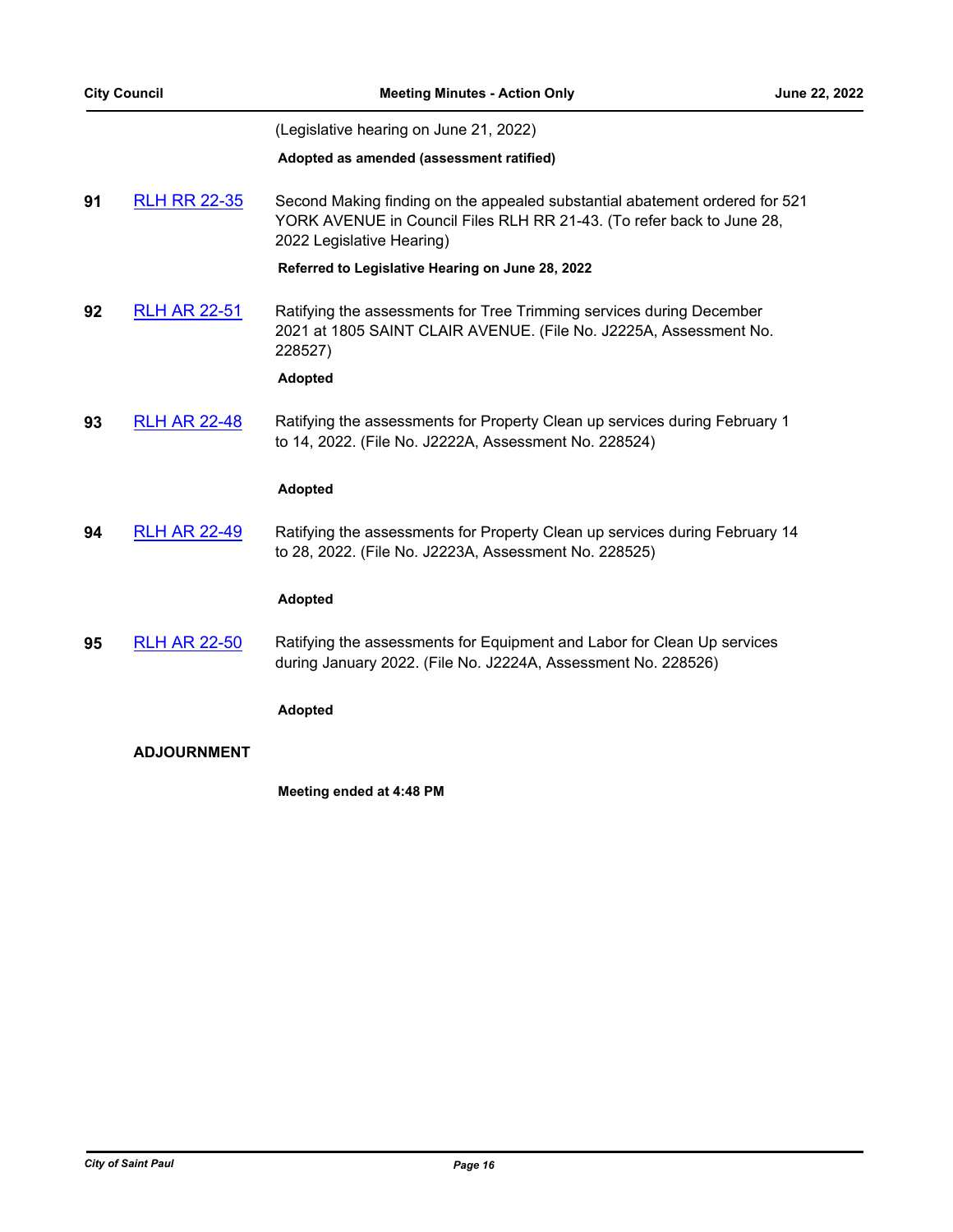(Legislative hearing on June 21, 2022)

**Adopted as amended (assessment ratified)**

**91** RLH RR 22-35 Second Making finding on the appealed substantial abatement ordered for 521 YORK AVENUE in Council Files RLH RR 21-43. (To refer back to June 28, 2022 Legislative Hearing)

**Referred to Legislative Hearing on June 28, 2022**

**92** RLH AR 22-51 Ratifying the assessments for Tree Trimming services during December 2021 at 1805 SAINT CLAIR AVENUE. (File No. J2225A, Assessment No. 228527)

**Adopted**

**93** RLH AR 22-48 Ratifying the assessments for Property Clean up services during February 1 to 14, 2022. (File No. J2222A, Assessment No. 228524)

**Adopted**

**94** RLH AR 22-49 Ratifying the assessments for Property Clean up services during February 14 to 28, 2022. (File No. J2223A, Assessment No. 228525)

**Adopted**

**95** RLH AR 22-50 Ratifying the assessments for Equipment and Labor for Clean Up services during January 2022. (File No. J2224A, Assessment No. 228526)

**Adopted**

**ADJOURNMENT**

**Meeting ended at 4:48 PM**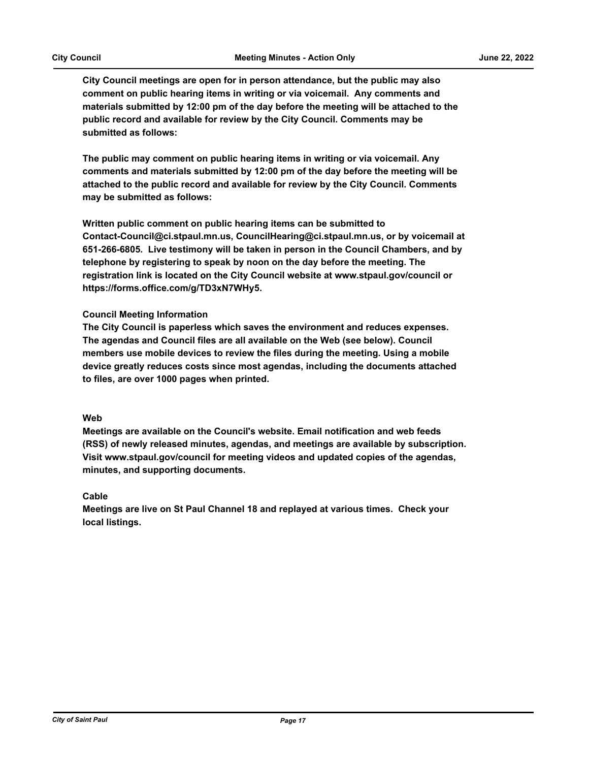**City Council meetings are open for in person attendance, but the public may also comment on public hearing items in writing or via voicemail. Any comments and materials submitted by 12:00 pm of the day before the meeting will be attached to the public record and available for review by the City Council. Comments may be submitted as follows:**

**The public may comment on public hearing items in writing or via voicemail. Any comments and materials submitted by 12:00 pm of the day before the meeting will be attached to the public record and available for review by the City Council. Comments may be submitted as follows:**

**Written public comment on public hearing items can be submitted to Contact-Council@ci.stpaul.mn.us, CouncilHearing@ci.stpaul.mn.us, or by voicemail at 651-266-6805. Live testimony will be taken in person in the Council Chambers, and by telephone by registering to speak by noon on the day before the meeting. The registration link is located on the City Council website at www.stpaul.gov/council or https://forms.office.com/g/TD3xN7WHy5.**

**Council Meeting Information**

**The City Council is paperless which saves the environment and reduces expenses. The agendas and Council files are all available on the Web (see below). Council members use mobile devices to review the files during the meeting. Using a mobile device greatly reduces costs since most agendas, including the documents attached to files, are over 1000 pages when printed.**

**Web**

**Meetings are available on the Council's website. Email notification and web feeds (RSS) of newly released minutes, agendas, and meetings are available by subscription. Visit www.stpaul.gov/council for meeting videos and updated copies of the agendas, minutes, and supporting documents.**

**Cable**

**Meetings are live on St Paul Channel 18 and replayed at various times. Check your local listings.**